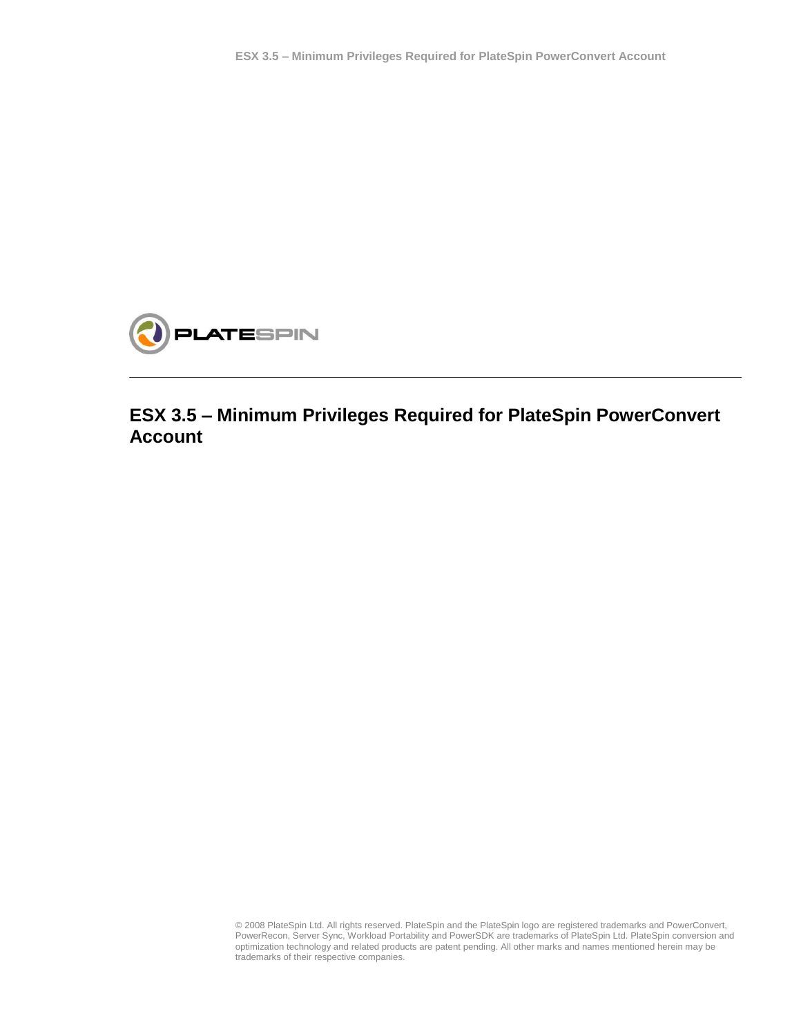# ESX 3.5 – Minimum Privileges Required for PlateSpin PowerConvert Account

© 2008 PlateSpin Ltd. All rights reserved. PlateSpin and the PlateSpin logo are registered trademarks and PowerConvert, PowerRecon, Server Sync, Workload Portability and PowerSDK are trademarks of PlateSpin Ltd. PlateSpin conversion and optimization technology and related products are patent pending. All other marks and names mentioned herein may be trademarks of their respective companies.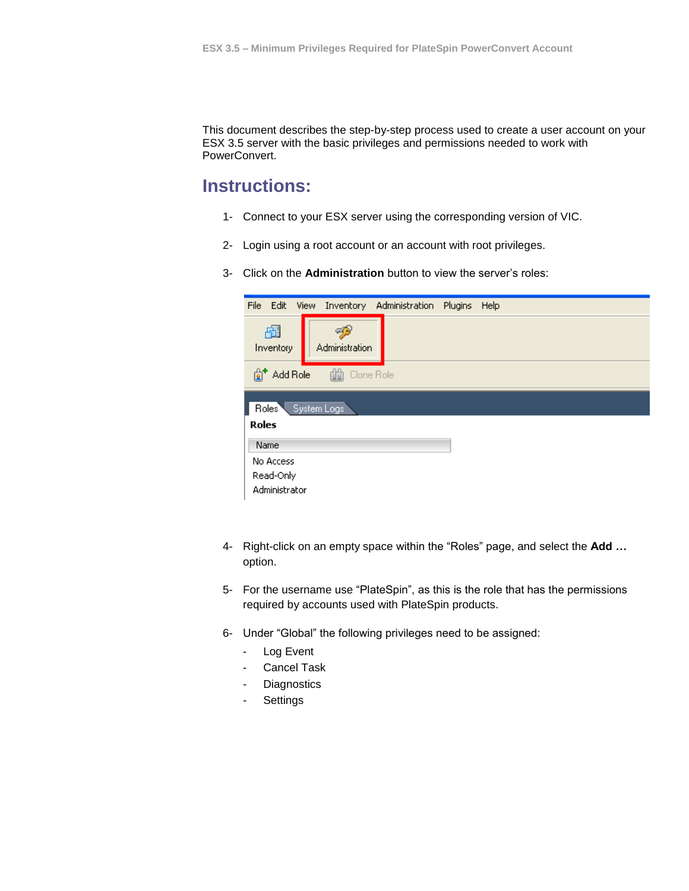This document describes the step-by-step process used to create a user account on your ESX 3.5 server with the basic privileges and permissions needed to work with PowerConvert.

# Instructions:

1- Connect to your ESX server using the corresponding version of VIC.

2- Login using a root account or an account with root privileges.

3- Click on the **Administration** button to view the server's roles:

4- Right-click on an empty space within the "Roles" page, and select the **Add …** option.

5- For the username use "PlateSpin", as this is the role that has the permissions required by accounts used with PlateSpin products.

6- Under "Global" the following privileges need to be assigned:

- Log Event
- Cancel Task
- Diagnostics
- Settings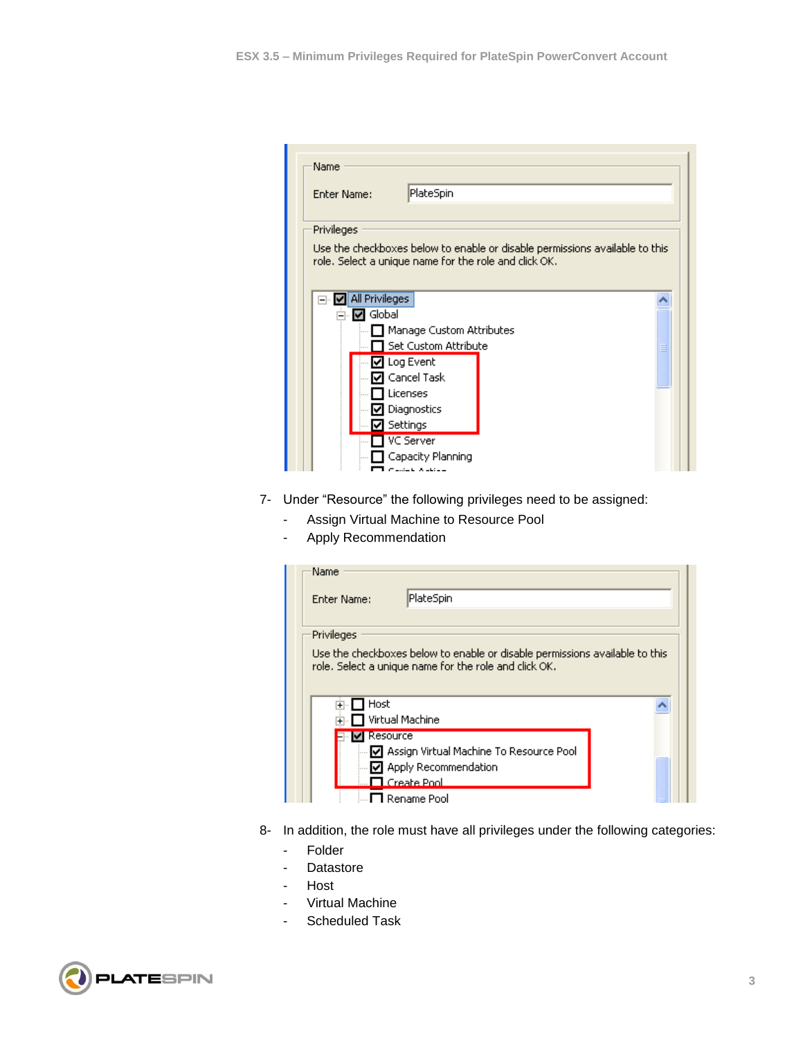7- Under “Resource” the following privileges need to be assigned:

- Assign Virtual Machine to Resource Pool
- Apply Recommendation

8- In addition, the role must have all privileges under the following categories:

- Folder
- Datastore
- Host
- Virtual Machine
- Scheduled Task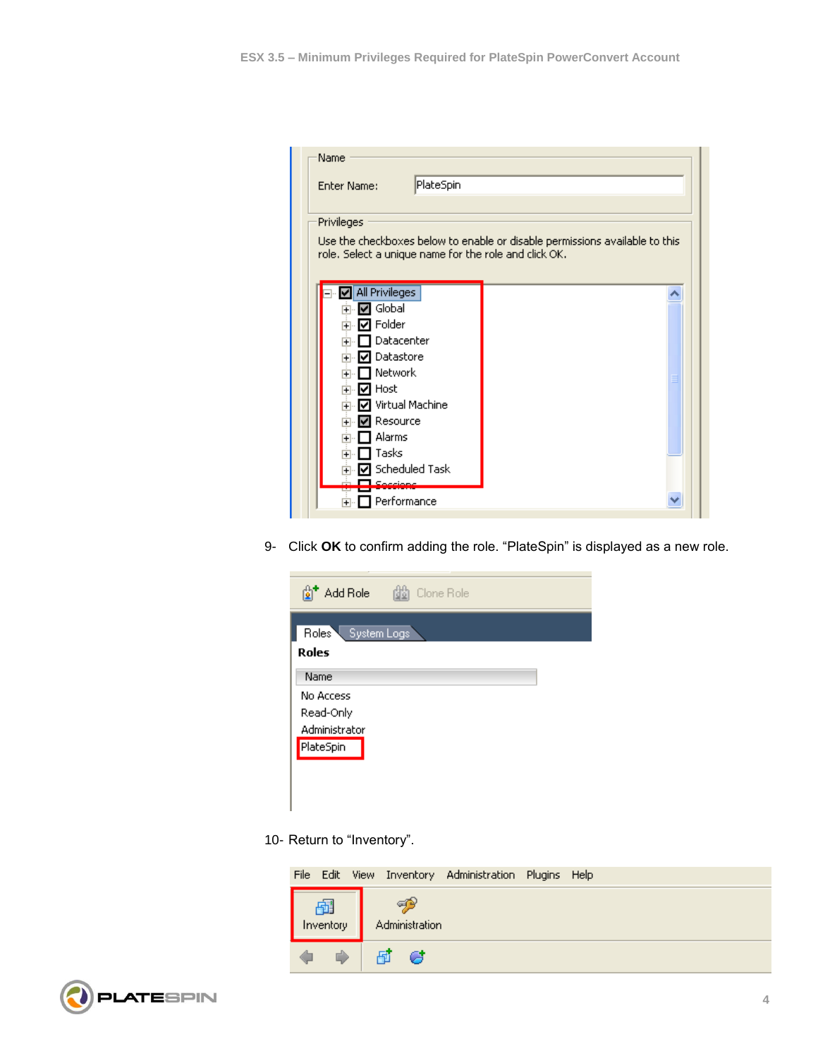9- Click **OK** to confirm adding the role. “PlateSpin” is displayed as a new role.

10- Return to “Inventory”.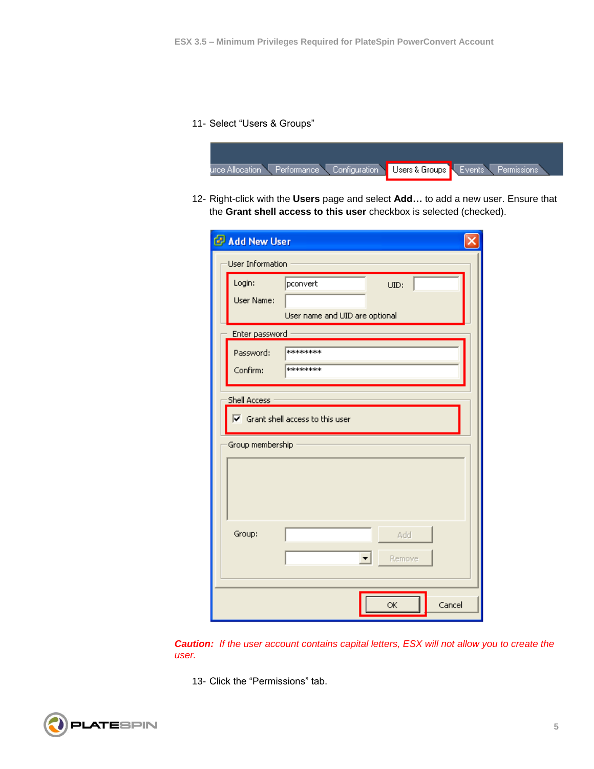11- Select "Users & Groups"

12- Right-click with the **Users** page and select **Add…** to add a new user. Ensure that the **Grant shell access to this user** checkbox is selected (checked).

***Caution:** If the user account contains capital letters, ESX will not allow you to create the user.*

13- Click the "Permissions" tab.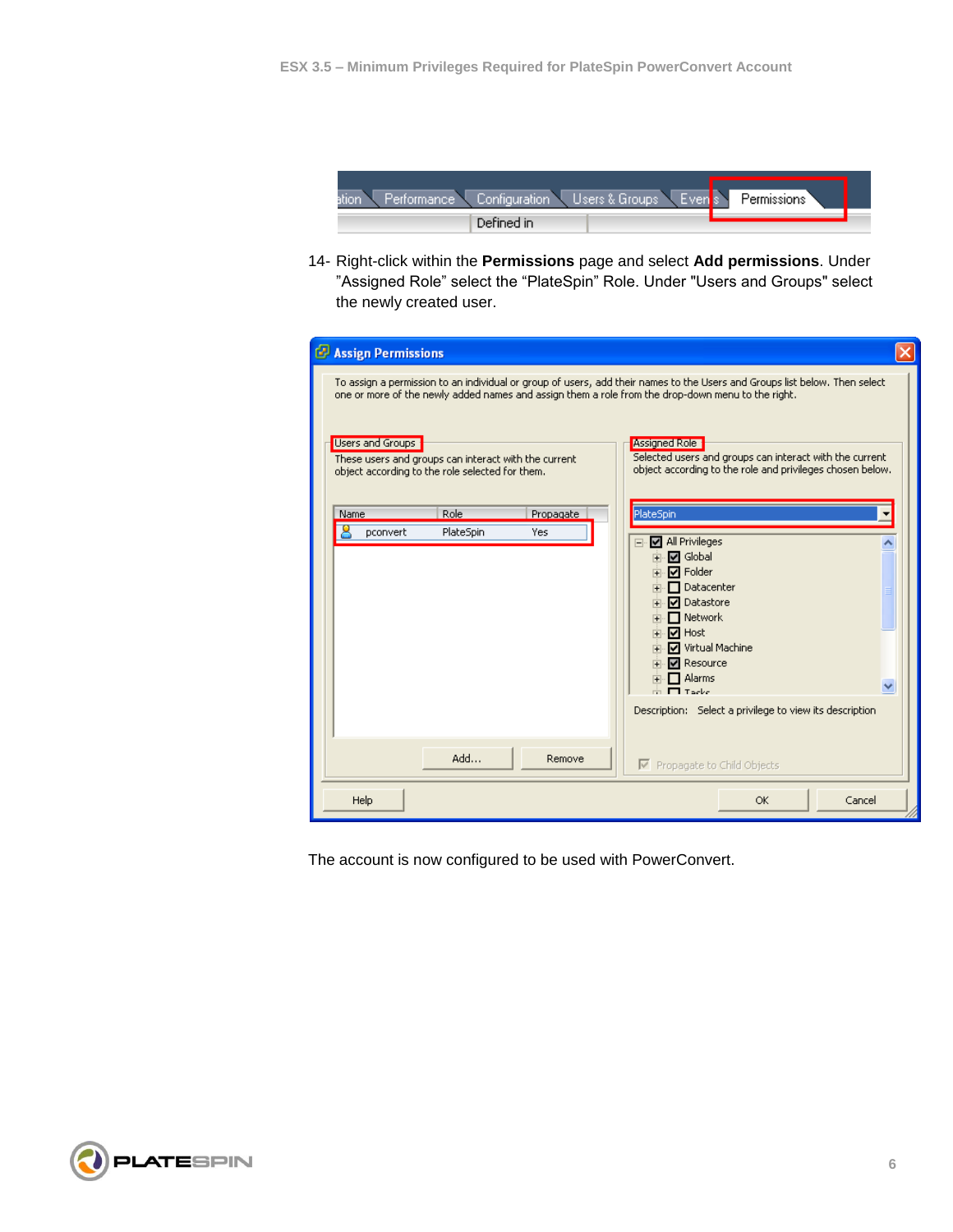14- Right-click within the **Permissions** page and select **Add permissions**. Under "Assigned Role" select the "PlateSpin" Role. Under "Users and Groups" select the newly created user.

The account is now configured to be used with PowerConvert.